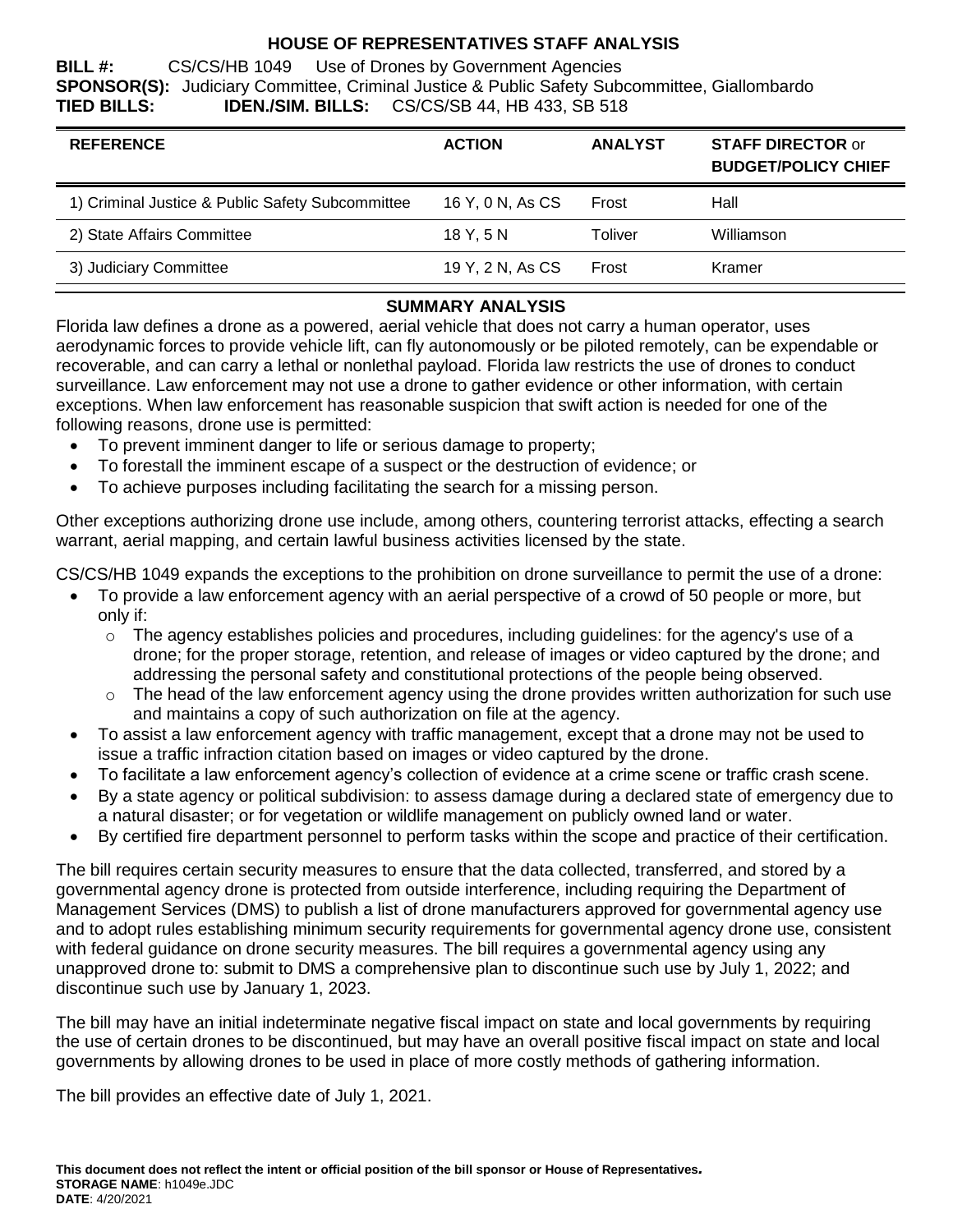# HOUSE OF REPRESENTATIVES STAFF ANALYSIS

**BILL #:** CS/CS/HB 1049 Use of Drones by Government Agencies
**SPONSOR(S):** Judiciary Committee, Criminal Justice & Public Safety Subcommittee, Giallombardo
**TIED BILLS:** **IDEN./SIM. BILLS:** CS/CS/SB 44, HB 433, SB 518

| REFERENCE | ACTION | ANALYST | STAFF DIRECTOR or BUDGET/POLICY CHIEF |
|---|---|---|---|
| 1) Criminal Justice & Public Safety Subcommittee | 16 Y, 0 N, As CS | Frost | Hall |
| 2) State Affairs Committee | 18 Y, 5 N | Toliver | Williamson |
| 3) Judiciary Committee | 19 Y, 2 N, As CS | Frost | Kramer |

## SUMMARY ANALYSIS

Florida law defines a drone as a powered, aerial vehicle that does not carry a human operator, uses aerodynamic forces to provide vehicle lift, can fly autonomously or be piloted remotely, can be expendable or recoverable, and can carry a lethal or nonlethal payload. Florida law restricts the use of drones to conduct surveillance. Law enforcement may not use a drone to gather evidence or other information, with certain exceptions. When law enforcement has reasonable suspicion that swift action is needed for one of the following reasons, drone use is permitted:

- To prevent imminent danger to life or serious damage to property;
- To forestall the imminent escape of a suspect or the destruction of evidence; or
- To achieve purposes including facilitating the search for a missing person.

Other exceptions authorizing drone use include, among others, countering terrorist attacks, effecting a search warrant, aerial mapping, and certain lawful business activities licensed by the state.

CS/CS/HB 1049 expands the exceptions to the prohibition on drone surveillance to permit the use of a drone:

- To provide a law enforcement agency with an aerial perspective of a crowd of 50 people or more, but only if:
  - The agency establishes policies and procedures, including guidelines: for the agency's use of a drone; for the proper storage, retention, and release of images or video captured by the drone; and addressing the personal safety and constitutional protections of the people being observed.
  - The head of the law enforcement agency using the drone provides written authorization for such use and maintains a copy of such authorization on file at the agency.
- To assist a law enforcement agency with traffic management, except that a drone may not be used to issue a traffic infraction citation based on images or video captured by the drone.
- To facilitate a law enforcement agency's collection of evidence at a crime scene or traffic crash scene.
- By a state agency or political subdivision: to assess damage during a declared state of emergency due to a natural disaster; or for vegetation or wildlife management on publicly owned land or water.
- By certified fire department personnel to perform tasks within the scope and practice of their certification.

The bill requires certain security measures to ensure that the data collected, transferred, and stored by a governmental agency drone is protected from outside interference, including requiring the Department of Management Services (DMS) to publish a list of drone manufacturers approved for governmental agency use and to adopt rules establishing minimum security requirements for governmental agency drone use, consistent with federal guidance on drone security measures. The bill requires a governmental agency using any unapproved drone to: submit to DMS a comprehensive plan to discontinue such use by July 1, 2022; and discontinue such use by January 1, 2023.

The bill may have an initial indeterminate negative fiscal impact on state and local governments by requiring the use of certain drones to be discontinued, but may have an overall positive fiscal impact on state and local governments by allowing drones to be used in place of more costly methods of gathering information.

The bill provides an effective date of July 1, 2021.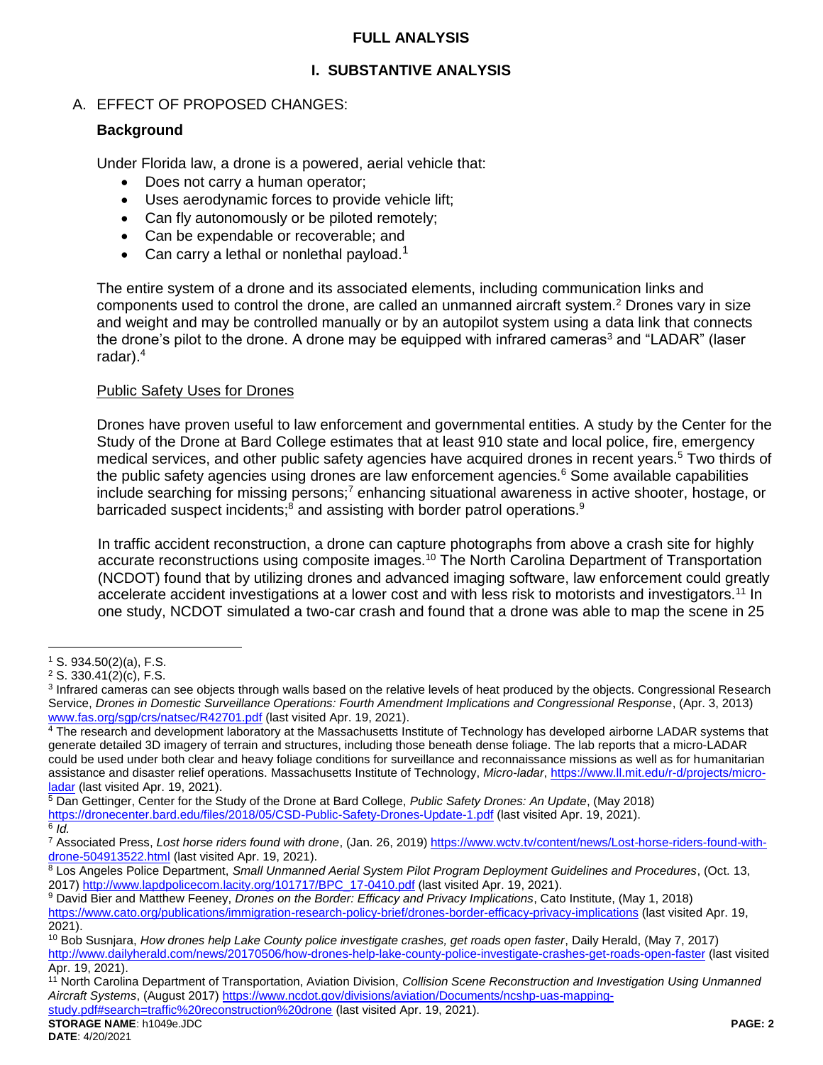# FULL ANALYSIS

## I. SUBSTANTIVE ANALYSIS

### A. EFFECT OF PROPOSED CHANGES:

**Background**

Under Florida law, a drone is a powered, aerial vehicle that:

- Does not carry a human operator;
- Uses aerodynamic forces to provide vehicle lift;
- Can fly autonomously or be piloted remotely;
- Can be expendable or recoverable; and
- Can carry a lethal or nonlethal payload.[1]

The entire system of a drone and its associated elements, including communication links and components used to control the drone, are called an unmanned aircraft system.[2] Drones vary in size and weight and may be controlled manually or by an autopilot system using a data link that connects the drone's pilot to the drone. A drone may be equipped with infrared cameras[3] and "LADAR" (laser radar).[4]

Public Safety Uses for Drones

Drones have proven useful to law enforcement and governmental entities. A study by the Center for the Study of the Drone at Bard College estimates that at least 910 state and local police, fire, emergency medical services, and other public safety agencies have acquired drones in recent years.[5] Two thirds of the public safety agencies using drones are law enforcement agencies.[6] Some available capabilities include searching for missing persons;[7] enhancing situational awareness in active shooter, hostage, or barricaded suspect incidents;[8] and assisting with border patrol operations.[9]

In traffic accident reconstruction, a drone can capture photographs from above a crash site for highly accurate reconstructions using composite images.[10] The North Carolina Department of Transportation (NCDOT) found that by utilizing drones and advanced imaging software, law enforcement could greatly accelerate accident investigations at a lower cost and with less risk to motorists and investigators.[11] In one study, NCDOT simulated a two-car crash and found that a drone was able to map the scene in 25

---

[1] S. 934.50(2)(a), F.S.

[2] S. 330.41(2)(c), F.S.

[3] Infrared cameras can see objects through walls based on the relative levels of heat produced by the objects. Congressional Research Service, *Drones in Domestic Surveillance Operations: Fourth Amendment Implications and Congressional Response*, (Apr. 3, 2013) www.fas.org/sgp/crs/natsec/R42701.pdf (last visited Apr. 19, 2021).

[4] The research and development laboratory at the Massachusetts Institute of Technology has developed airborne LADAR systems that generate detailed 3D imagery of terrain and structures, including those beneath dense foliage. The lab reports that a micro-LADAR could be used under both clear and heavy foliage conditions for surveillance and reconnaissance missions as well as for humanitarian assistance and disaster relief operations. Massachusetts Institute of Technology, *Micro-ladar*, https://www.ll.mit.edu/r-d/projects/micro-ladar (last visited Apr. 19, 2021).

[5] Dan Gettinger, Center for the Study of the Drone at Bard College, *Public Safety Drones: An Update*, (May 2018) https://dronecenter.bard.edu/files/2018/05/CSD-Public-Safety-Drones-Update-1.pdf (last visited Apr. 19, 2021).

[6] *Id.*

[7] Associated Press, *Lost horse riders found with drone*, (Jan. 26, 2019) https://www.wctv.tv/content/news/Lost-horse-riders-found-with-drone-504913522.html (last visited Apr. 19, 2021).

[8] Los Angeles Police Department, *Small Unmanned Aerial System Pilot Program Deployment Guidelines and Procedures*, (Oct. 13, 2017) http://www.lapdpolicecom.lacity.org/101717/BPC_17-0410.pdf (last visited Apr. 19, 2021).

[9] David Bier and Matthew Feeney, *Drones on the Border: Efficacy and Privacy Implications*, Cato Institute, (May 1, 2018) https://www.cato.org/publications/immigration-research-policy-brief/drones-border-efficacy-privacy-implications (last visited Apr. 19, 2021).

[10] Bob Susnjara, *How drones help Lake County police investigate crashes, get roads open faster*, Daily Herald, (May 7, 2017) http://www.dailyherald.com/news/20170506/how-drones-help-lake-county-police-investigate-crashes-get-roads-open-faster (last visited Apr. 19, 2021).

[11] North Carolina Department of Transportation, Aviation Division, *Collision Scene Reconstruction and Investigation Using Unmanned Aircraft Systems*, (August 2017) https://www.ncdot.gov/divisions/aviation/Documents/ncshp-uas-mapping-study.pdf#search=traffic%20reconstruction%20drone (last visited Apr. 19, 2021).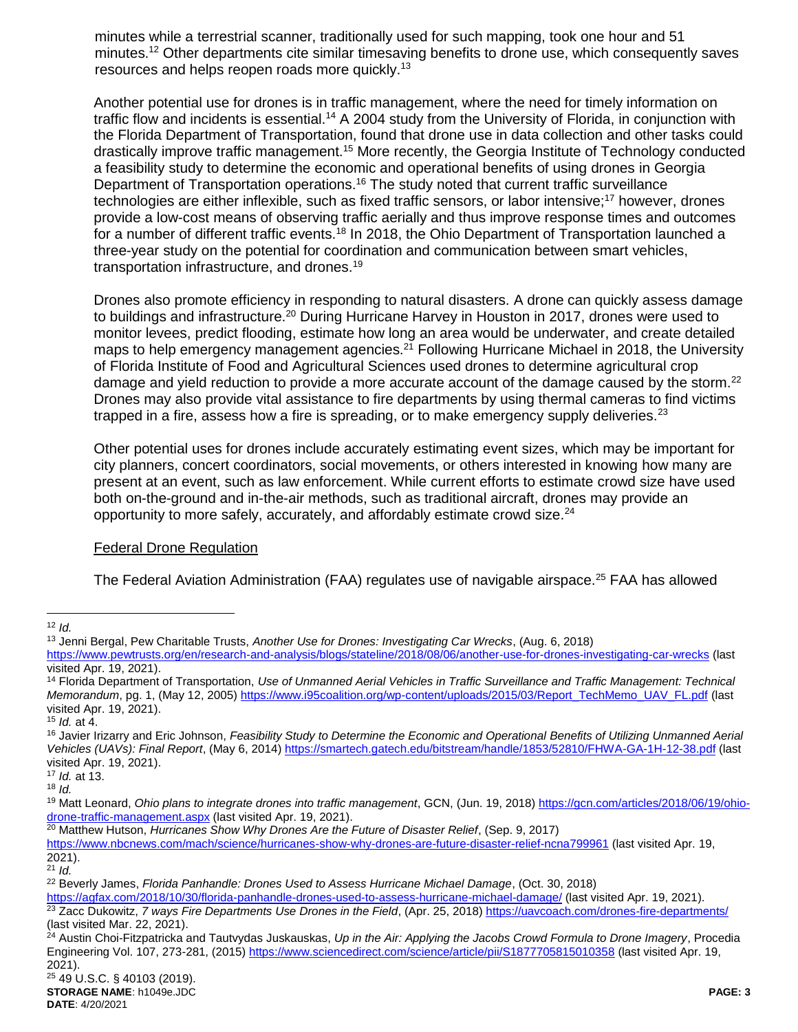minutes while a terrestrial scanner, traditionally used for such mapping, took one hour and 51 minutes.[12] Other departments cite similar timesaving benefits to drone use, which consequently saves resources and helps reopen roads more quickly.[13]

Another potential use for drones is in traffic management, where the need for timely information on traffic flow and incidents is essential.[14] A 2004 study from the University of Florida, in conjunction with the Florida Department of Transportation, found that drone use in data collection and other tasks could drastically improve traffic management.[15] More recently, the Georgia Institute of Technology conducted a feasibility study to determine the economic and operational benefits of using drones in Georgia Department of Transportation operations.[16] The study noted that current traffic surveillance technologies are either inflexible, such as fixed traffic sensors, or labor intensive;[17] however, drones provide a low-cost means of observing traffic aerially and thus improve response times and outcomes for a number of different traffic events.[18] In 2018, the Ohio Department of Transportation launched a three-year study on the potential for coordination and communication between smart vehicles, transportation infrastructure, and drones.[19]

Drones also promote efficiency in responding to natural disasters. A drone can quickly assess damage to buildings and infrastructure.[20] During Hurricane Harvey in Houston in 2017, drones were used to monitor levees, predict flooding, estimate how long an area would be underwater, and create detailed maps to help emergency management agencies.[21] Following Hurricane Michael in 2018, the University of Florida Institute of Food and Agricultural Sciences used drones to determine agricultural crop damage and yield reduction to provide a more accurate account of the damage caused by the storm.[22] Drones may also provide vital assistance to fire departments by using thermal cameras to find victims trapped in a fire, assess how a fire is spreading, or to make emergency supply deliveries.[23]

Other potential uses for drones include accurately estimating event sizes, which may be important for city planners, concert coordinators, social movements, or others interested in knowing how many are present at an event, such as law enforcement. While current efforts to estimate crowd size have used both on-the-ground and in-the-air methods, such as traditional aircraft, drones may provide an opportunity to more safely, accurately, and affordably estimate crowd size.[24]

<u>Federal Drone Regulation</u>

The Federal Aviation Administration (FAA) regulates use of navigable airspace.[25] FAA has allowed

---

[12] *Id.*

[13] Jenni Bergal, Pew Charitable Trusts, *Another Use for Drones: Investigating Car Wrecks*, (Aug. 6, 2018) https://www.pewtrusts.org/en/research-and-analysis/blogs/stateline/2018/08/06/another-use-for-drones-investigating-car-wrecks (last visited Apr. 19, 2021).

[14] Florida Department of Transportation, *Use of Unmanned Aerial Vehicles in Traffic Surveillance and Traffic Management: Technical Memorandum*, pg. 1, (May 12, 2005) https://www.i95coalition.org/wp-content/uploads/2015/03/Report_TechMemo_UAV_FL.pdf (last visited Apr. 19, 2021).

[15] *Id.* at 4.

[16] Javier Irizarry and Eric Johnson, *Feasibility Study to Determine the Economic and Operational Benefits of Utilizing Unmanned Aerial Vehicles (UAVs): Final Report*, (May 6, 2014) https://smartech.gatech.edu/bitstream/handle/1853/52810/FHWA-GA-1H-12-38.pdf (last visited Apr. 19, 2021).

[17] *Id.* at 13.

[18] *Id.*

[19] Matt Leonard, *Ohio plans to integrate drones into traffic management*, GCN, (Jun. 19, 2018) https://gcn.com/articles/2018/06/19/ohio-drone-traffic-management.aspx (last visited Apr. 19, 2021).

[20] Matthew Hutson, *Hurricanes Show Why Drones Are the Future of Disaster Relief*, (Sep. 9, 2017) https://www.nbcnews.com/mach/science/hurricanes-show-why-drones-are-future-disaster-relief-ncna799961 (last visited Apr. 19, 2021).

[21] *Id.*

[22] Beverly James, *Florida Panhandle: Drones Used to Assess Hurricane Michael Damage*, (Oct. 30, 2018) https://agfax.com/2018/10/30/florida-panhandle-drones-used-to-assess-hurricane-michael-damage/ (last visited Apr. 19, 2021).

[23] Zacc Dukowitz, *7 ways Fire Departments Use Drones in the Field*, (Apr. 25, 2018) https://uavcoach.com/drones-fire-departments/ (last visited Mar. 22, 2021).

[24] Austin Choi-Fitzpatricka and Tautvydas Juskauskas, *Up in the Air: Applying the Jacobs Crowd Formula to Drone Imagery*, Procedia Engineering Vol. 107, 273-281, (2015) https://www.sciencedirect.com/science/article/pii/S1877705815010358 (last visited Apr. 19, 2021).

[25] 49 U.S.C. § 40103 (2019).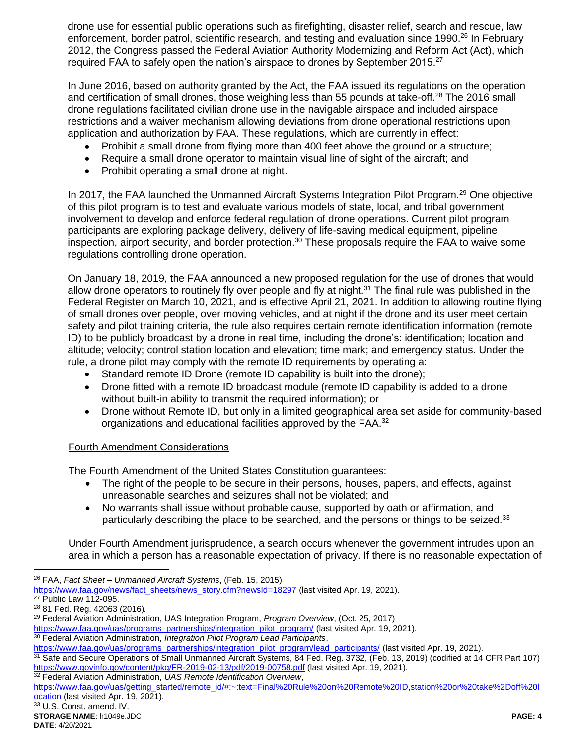drone use for essential public operations such as firefighting, disaster relief, search and rescue, law enforcement, border patrol, scientific research, and testing and evaluation since 1990.[26] In February 2012, the Congress passed the Federal Aviation Authority Modernizing and Reform Act (Act), which required FAA to safely open the nation's airspace to drones by September 2015.[27]

In June 2016, based on authority granted by the Act, the FAA issued its regulations on the operation and certification of small drones, those weighing less than 55 pounds at take-off.[28] The 2016 small drone regulations facilitated civilian drone use in the navigable airspace and included airspace restrictions and a waiver mechanism allowing deviations from drone operational restrictions upon application and authorization by FAA. These regulations, which are currently in effect:

- Prohibit a small drone from flying more than 400 feet above the ground or a structure;
- Require a small drone operator to maintain visual line of sight of the aircraft; and
- Prohibit operating a small drone at night.

In 2017, the FAA launched the Unmanned Aircraft Systems Integration Pilot Program.[29] One objective of this pilot program is to test and evaluate various models of state, local, and tribal government involvement to develop and enforce federal regulation of drone operations. Current pilot program participants are exploring package delivery, delivery of life-saving medical equipment, pipeline inspection, airport security, and border protection.[30] These proposals require the FAA to waive some regulations controlling drone operation.

On January 18, 2019, the FAA announced a new proposed regulation for the use of drones that would allow drone operators to routinely fly over people and fly at night.[31] The final rule was published in the Federal Register on March 10, 2021, and is effective April 21, 2021. In addition to allowing routine flying of small drones over people, over moving vehicles, and at night if the drone and its user meet certain safety and pilot training criteria, the rule also requires certain remote identification information (remote ID) to be publicly broadcast by a drone in real time, including the drone's: identification; location and altitude; velocity; control station location and elevation; time mark; and emergency status. Under the rule, a drone pilot may comply with the remote ID requirements by operating a:

- Standard remote ID Drone (remote ID capability is built into the drone);
- Drone fitted with a remote ID broadcast module (remote ID capability is added to a drone without built-in ability to transmit the required information); or
- Drone without Remote ID, but only in a limited geographical area set aside for community-based organizations and educational facilities approved by the FAA.[32]

<u>Fourth Amendment Considerations</u>

The Fourth Amendment of the United States Constitution guarantees:

- The right of the people to be secure in their persons, houses, papers, and effects, against unreasonable searches and seizures shall not be violated; and
- No warrants shall issue without probable cause, supported by oath or affirmation, and particularly describing the place to be searched, and the persons or things to be seized.[33]

Under Fourth Amendment jurisprudence, a search occurs whenever the government intrudes upon an area in which a person has a reasonable expectation of privacy. If there is no reasonable expectation of

---

[26] FAA, *Fact Sheet – Unmanned Aircraft Systems*, (Feb. 15, 2015) https://www.faa.gov/news/fact_sheets/news_story.cfm?newsId=18297 (last visited Apr. 19, 2021).

[27] Public Law 112-095.

[28] 81 Fed. Reg. 42063 (2016).

[29] Federal Aviation Administration, UAS Integration Program, *Program Overview*, (Oct. 25, 2017) https://www.faa.gov/uas/programs_partnerships/integration_pilot_program/ (last visited Apr. 19, 2021).

[30] Federal Aviation Administration, *Integration Pilot Program Lead Participants*, https://www.faa.gov/uas/programs_partnerships/integration_pilot_program/lead_participants/ (last visited Apr. 19, 2021).

[31] Safe and Secure Operations of Small Unmanned Aircraft Systems, 84 Fed. Reg. 3732, (Feb. 13, 2019) (codified at 14 CFR Part 107) https://www.govinfo.gov/content/pkg/FR-2019-02-13/pdf/2019-00758.pdf (last visited Apr. 19, 2021).

[32] Federal Aviation Administration, *UAS Remote Identification Overview*, https://www.faa.gov/uas/getting_started/remote_id/#:~:text=Final%20Rule%20on%20Remote%20ID,station%20or%20take%2Doff%20location (last visited Apr. 19, 2021).

[33] U.S. Const. amend. IV.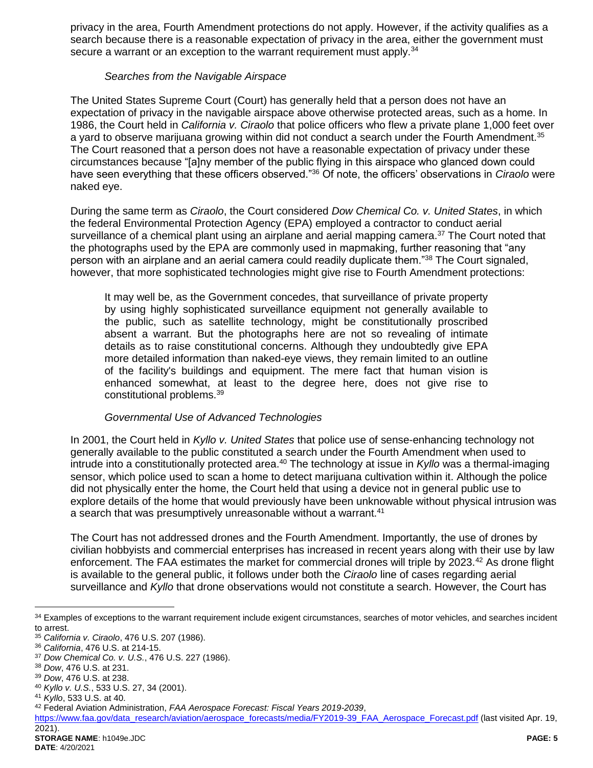privacy in the area, Fourth Amendment protections do not apply. However, if the activity qualifies as a search because there is a reasonable expectation of privacy in the area, either the government must secure a warrant or an exception to the warrant requirement must apply.[34]

*Searches from the Navigable Airspace*

The United States Supreme Court (Court) has generally held that a person does not have an expectation of privacy in the navigable airspace above otherwise protected areas, such as a home. In 1986, the Court held in *California v. Ciraolo* that police officers who flew a private plane 1,000 feet over a yard to observe marijuana growing within did not conduct a search under the Fourth Amendment.[35] The Court reasoned that a person does not have a reasonable expectation of privacy under these circumstances because "[a]ny member of the public flying in this airspace who glanced down could have seen everything that these officers observed."[36] Of note, the officers' observations in *Ciraolo* were naked eye.

During the same term as *Ciraolo*, the Court considered *Dow Chemical Co. v. United States*, in which the federal Environmental Protection Agency (EPA) employed a contractor to conduct aerial surveillance of a chemical plant using an airplane and aerial mapping camera.[37] The Court noted that the photographs used by the EPA are commonly used in mapmaking, further reasoning that "any person with an airplane and an aerial camera could readily duplicate them."[38] The Court signaled, however, that more sophisticated technologies might give rise to Fourth Amendment protections:

> It may well be, as the Government concedes, that surveillance of private property by using highly sophisticated surveillance equipment not generally available to the public, such as satellite technology, might be constitutionally proscribed absent a warrant. But the photographs here are not so revealing of intimate details as to raise constitutional concerns. Although they undoubtedly give EPA more detailed information than naked-eye views, they remain limited to an outline of the facility's buildings and equipment. The mere fact that human vision is enhanced somewhat, at least to the degree here, does not give rise to constitutional problems.[39]

*Governmental Use of Advanced Technologies*

In 2001, the Court held in *Kyllo v. United States* that police use of sense-enhancing technology not generally available to the public constituted a search under the Fourth Amendment when used to intrude into a constitutionally protected area.[40] The technology at issue in *Kyllo* was a thermal-imaging sensor, which police used to scan a home to detect marijuana cultivation within it. Although the police did not physically enter the home, the Court held that using a device not in general public use to explore details of the home that would previously have been unknowable without physical intrusion was a search that was presumptively unreasonable without a warrant.[41]

The Court has not addressed drones and the Fourth Amendment. Importantly, the use of drones by civilian hobbyists and commercial enterprises has increased in recent years along with their use by law enforcement. The FAA estimates the market for commercial drones will triple by 2023.[42] As drone flight is available to the general public, it follows under both the *Ciraolo* line of cases regarding aerial surveillance and *Kyllo* that drone observations would not constitute a search. However, the Court has

---

[34] Examples of exceptions to the warrant requirement include exigent circumstances, searches of motor vehicles, and searches incident to arrest.

[35] *California v. Ciraolo*, 476 U.S. 207 (1986).

[36] *California*, 476 U.S. at 214-15.

[37] *Dow Chemical Co. v. U.S.*, 476 U.S. 227 (1986).

[38] *Dow*, 476 U.S. at 231.

[39] *Dow*, 476 U.S. at 238.

[40] *Kyllo v. U.S.*, 533 U.S. 27, 34 (2001).

[41] *Kyllo*, 533 U.S. at 40.

[42] Federal Aviation Administration, *FAA Aerospace Forecast: Fiscal Years 2019-2039*, https://www.faa.gov/data_research/aviation/aerospace_forecasts/media/FY2019-39_FAA_Aerospace_Forecast.pdf (last visited Apr. 19, 2021).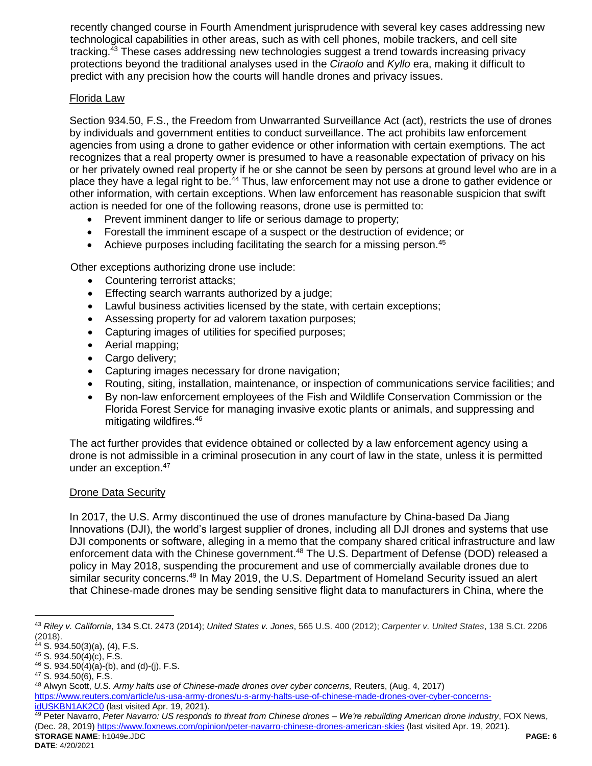recently changed course in Fourth Amendment jurisprudence with several key cases addressing new technological capabilities in other areas, such as with cell phones, mobile trackers, and cell site tracking.[43] These cases addressing new technologies suggest a trend towards increasing privacy protections beyond the traditional analyses used in the *Ciraolo* and *Kyllo* era, making it difficult to predict with any precision how the courts will handle drones and privacy issues.

Florida Law

Section 934.50, F.S., the Freedom from Unwarranted Surveillance Act (act), restricts the use of drones by individuals and government entities to conduct surveillance. The act prohibits law enforcement agencies from using a drone to gather evidence or other information with certain exemptions. The act recognizes that a real property owner is presumed to have a reasonable expectation of privacy on his or her privately owned real property if he or she cannot be seen by persons at ground level who are in a place they have a legal right to be.[44] Thus, law enforcement may not use a drone to gather evidence or other information, with certain exceptions. When law enforcement has reasonable suspicion that swift action is needed for one of the following reasons, drone use is permitted to:

- Prevent imminent danger to life or serious damage to property;
- Forestall the imminent escape of a suspect or the destruction of evidence; or
- Achieve purposes including facilitating the search for a missing person.[45]

Other exceptions authorizing drone use include:

- Countering terrorist attacks;
- Effecting search warrants authorized by a judge;
- Lawful business activities licensed by the state, with certain exceptions;
- Assessing property for ad valorem taxation purposes;
- Capturing images of utilities for specified purposes;
- Aerial mapping;
- Cargo delivery;
- Capturing images necessary for drone navigation;
- Routing, siting, installation, maintenance, or inspection of communications service facilities; and
- By non-law enforcement employees of the Fish and Wildlife Conservation Commission or the Florida Forest Service for managing invasive exotic plants or animals, and suppressing and mitigating wildfires.[46]

The act further provides that evidence obtained or collected by a law enforcement agency using a drone is not admissible in a criminal prosecution in any court of law in the state, unless it is permitted under an exception.[47]

Drone Data Security

In 2017, the U.S. Army discontinued the use of drones manufacture by China-based Da Jiang Innovations (DJI), the world's largest supplier of drones, including all DJI drones and systems that use DJI components or software, alleging in a memo that the company shared critical infrastructure and law enforcement data with the Chinese government.[48] The U.S. Department of Defense (DOD) released a policy in May 2018, suspending the procurement and use of commercially available drones due to similar security concerns.[49] In May 2019, the U.S. Department of Homeland Security issued an alert that Chinese-made drones may be sending sensitive flight data to manufacturers in China, where the

---

[43] *Riley v. California*, 134 S.Ct. 2473 (2014); *United States v. Jones*, 565 U.S. 400 (2012); *Carpenter v. United States*, 138 S.Ct. 2206 (2018).

[44] S. 934.50(3)(a), (4), F.S.

[45] S. 934.50(4)(c), F.S.

[46] S. 934.50(4)(a)-(b), and (d)-(j), F.S.

[47] S. 934.50(6), F.S.

[48] Alwyn Scott, *U.S. Army halts use of Chinese-made drones over cyber concerns,* Reuters, (Aug. 4, 2017) https://www.reuters.com/article/us-usa-army-drones/u-s-army-halts-use-of-chinese-made-drones-over-cyber-concerns-idUSKBN1AK2C0 (last visited Apr. 19, 2021).

[49] Peter Navarro, *Peter Navarro: US responds to threat from Chinese drones – We're rebuilding American drone industry*, FOX News, (Dec. 28, 2019) https://www.foxnews.com/opinion/peter-navarro-chinese-drones-american-skies (last visited Apr. 19, 2021).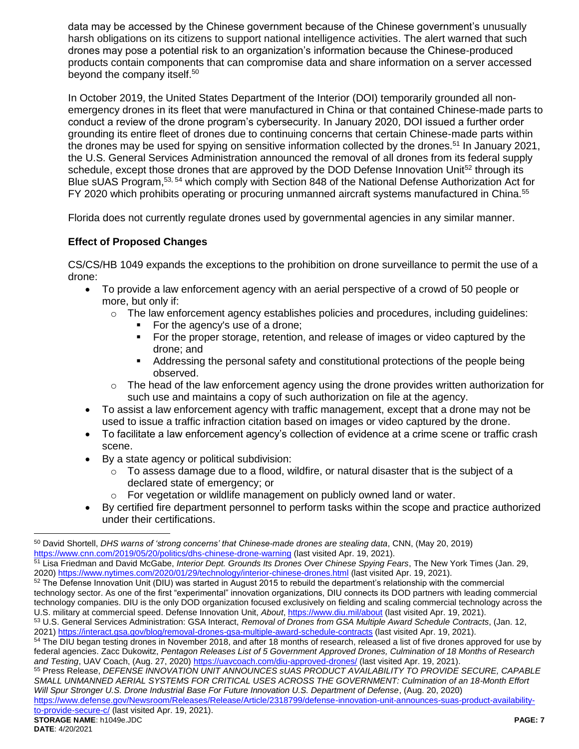data may be accessed by the Chinese government because of the Chinese government's unusually harsh obligations on its citizens to support national intelligence activities. The alert warned that such drones may pose a potential risk to an organization's information because the Chinese-produced products contain components that can compromise data and share information on a server accessed beyond the company itself.[50]

In October 2019, the United States Department of the Interior (DOI) temporarily grounded all non-emergency drones in its fleet that were manufactured in China or that contained Chinese-made parts to conduct a review of the drone program's cybersecurity. In January 2020, DOI issued a further order grounding its entire fleet of drones due to continuing concerns that certain Chinese-made parts within the drones may be used for spying on sensitive information collected by the drones.[51] In January 2021, the U.S. General Services Administration announced the removal of all drones from its federal supply schedule, except those drones that are approved by the DOD Defense Innovation Unit[52] through its Blue sUAS Program,[53, 54] which comply with Section 848 of the National Defense Authorization Act for FY 2020 which prohibits operating or procuring unmanned aircraft systems manufactured in China.[55]

Florida does not currently regulate drones used by governmental agencies in any similar manner.

**Effect of Proposed Changes**

CS/CS/HB 1049 expands the exceptions to the prohibition on drone surveillance to permit the use of a drone:

- To provide a law enforcement agency with an aerial perspective of a crowd of 50 people or more, but only if:
  - The law enforcement agency establishes policies and procedures, including guidelines:
    - For the agency's use of a drone;
    - For the proper storage, retention, and release of images or video captured by the drone; and
    - Addressing the personal safety and constitutional protections of the people being observed.
  - The head of the law enforcement agency using the drone provides written authorization for such use and maintains a copy of such authorization on file at the agency.
- To assist a law enforcement agency with traffic management, except that a drone may not be used to issue a traffic infraction citation based on images or video captured by the drone.
- To facilitate a law enforcement agency's collection of evidence at a crime scene or traffic crash scene.
- By a state agency or political subdivision:
  - To assess damage due to a flood, wildfire, or natural disaster that is the subject of a declared state of emergency; or
  - For vegetation or wildlife management on publicly owned land or water.
- By certified fire department personnel to perform tasks within the scope and practice authorized under their certifications.

---

[50] David Shortell, *DHS warns of 'strong concerns' that Chinese-made drones are stealing data*, CNN, (May 20, 2019) https://www.cnn.com/2019/05/20/politics/dhs-chinese-drone-warning (last visited Apr. 19, 2021).

[51] Lisa Friedman and David McGabe, *Interior Dept. Grounds Its Drones Over Chinese Spying Fears*, The New York Times (Jan. 29, 2020) https://www.nytimes.com/2020/01/29/technology/interior-chinese-drones.html (last visited Apr. 19, 2021).

[52] The Defense Innovation Unit (DIU) was started in August 2015 to rebuild the department's relationship with the commercial technology sector. As one of the first "experimental" innovation organizations, DIU connects its DOD partners with leading commercial technology companies. DIU is the only DOD organization focused exclusively on fielding and scaling commercial technology across the U.S. military at commercial speed. Defense Innovation Unit, *About*, https://www.diu.mil/about (last visited Apr. 19, 2021).

[53] U.S. General Services Administration: GSA Interact, *Removal of Drones from GSA Multiple Award Schedule Contracts*, (Jan. 12, 2021) https://interact.gsa.gov/blog/removal-drones-gsa-multiple-award-schedule-contracts (last visited Apr. 19, 2021).

[54] The DIU began testing drones in November 2018, and after 18 months of research, released a list of five drones approved for use by federal agencies. Zacc Dukowitz, *Pentagon Releases List of 5 Government Approved Drones, Culmination of 18 Months of Research and Testing*, UAV Coach, (Aug. 27, 2020) https://uavcoach.com/diu-approved-drones/ (last visited Apr. 19, 2021).

[55] Press Release, *DEFENSE INNOVATION UNIT ANNOUNCES sUAS PRODUCT AVAILABILITY TO PROVIDE SECURE, CAPABLE SMALL UNMANNED AERIAL SYSTEMS FOR CRITICAL USES ACROSS THE GOVERNMENT: Culmination of an 18-Month Effort Will Spur Stronger U.S. Drone Industrial Base For Future Innovation U.S. Department of Defense*, (Aug. 20, 2020) https://www.defense.gov/Newsroom/Releases/Release/Article/2318799/defense-innovation-unit-announces-suas-product-availability-to-provide-secure-c/ (last visited Apr. 19, 2021).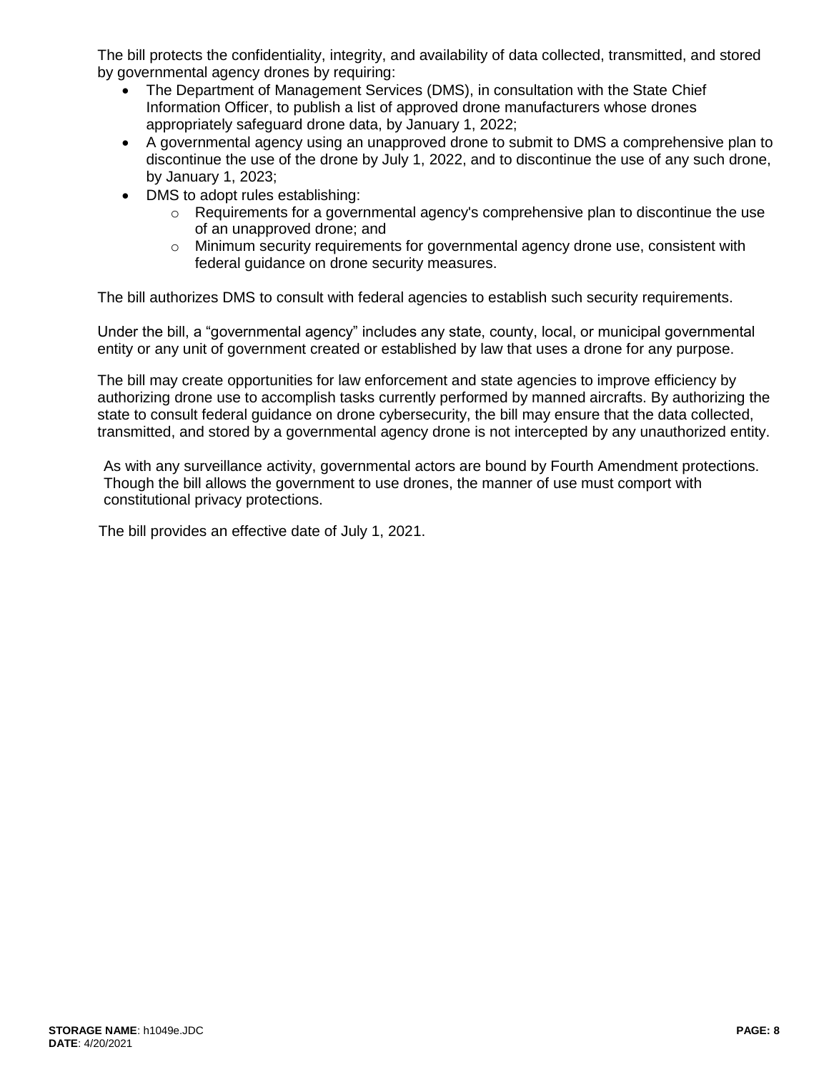The bill protects the confidentiality, integrity, and availability of data collected, transmitted, and stored by governmental agency drones by requiring:

- The Department of Management Services (DMS), in consultation with the State Chief Information Officer, to publish a list of approved drone manufacturers whose drones appropriately safeguard drone data, by January 1, 2022;
- A governmental agency using an unapproved drone to submit to DMS a comprehensive plan to discontinue the use of the drone by July 1, 2022, and to discontinue the use of any such drone, by January 1, 2023;
- DMS to adopt rules establishing:
  - Requirements for a governmental agency's comprehensive plan to discontinue the use of an unapproved drone; and
  - Minimum security requirements for governmental agency drone use, consistent with federal guidance on drone security measures.

The bill authorizes DMS to consult with federal agencies to establish such security requirements.

Under the bill, a "governmental agency" includes any state, county, local, or municipal governmental entity or any unit of government created or established by law that uses a drone for any purpose.

The bill may create opportunities for law enforcement and state agencies to improve efficiency by authorizing drone use to accomplish tasks currently performed by manned aircrafts. By authorizing the state to consult federal guidance on drone cybersecurity, the bill may ensure that the data collected, transmitted, and stored by a governmental agency drone is not intercepted by any unauthorized entity.

As with any surveillance activity, governmental actors are bound by Fourth Amendment protections. Though the bill allows the government to use drones, the manner of use must comport with constitutional privacy protections.

The bill provides an effective date of July 1, 2021.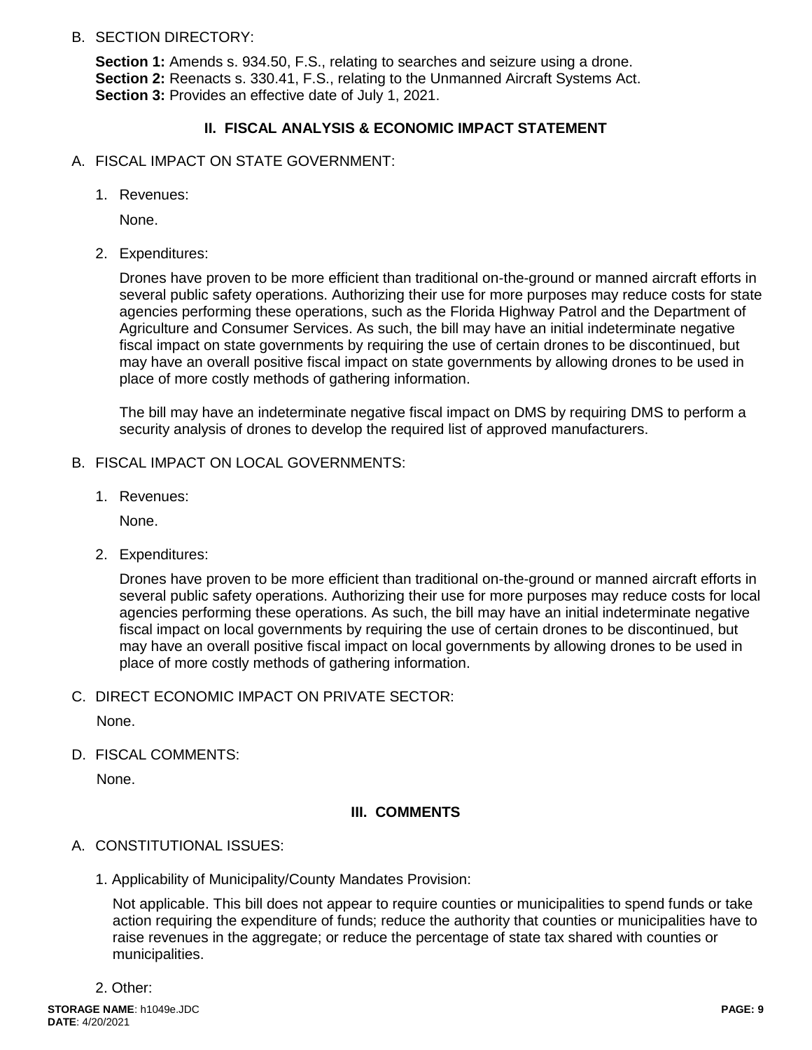B. SECTION DIRECTORY:

**Section 1:** Amends s. 934.50, F.S., relating to searches and seizure using a drone.
**Section 2:** Reenacts s. 330.41, F.S., relating to the Unmanned Aircraft Systems Act.
**Section 3:** Provides an effective date of July 1, 2021.

## II. FISCAL ANALYSIS & ECONOMIC IMPACT STATEMENT

A. FISCAL IMPACT ON STATE GOVERNMENT:

1. Revenues:

   None.

2. Expenditures:

   Drones have proven to be more efficient than traditional on-the-ground or manned aircraft efforts in several public safety operations. Authorizing their use for more purposes may reduce costs for state agencies performing these operations, such as the Florida Highway Patrol and the Department of Agriculture and Consumer Services. As such, the bill may have an initial indeterminate negative fiscal impact on state governments by requiring the use of certain drones to be discontinued, but may have an overall positive fiscal impact on state governments by allowing drones to be used in place of more costly methods of gathering information.

   The bill may have an indeterminate negative fiscal impact on DMS by requiring DMS to perform a security analysis of drones to develop the required list of approved manufacturers.

B. FISCAL IMPACT ON LOCAL GOVERNMENTS:

1. Revenues:

   None.

2. Expenditures:

   Drones have proven to be more efficient than traditional on-the-ground or manned aircraft efforts in several public safety operations. Authorizing their use for more purposes may reduce costs for local agencies performing these operations. As such, the bill may have an initial indeterminate negative fiscal impact on local governments by requiring the use of certain drones to be discontinued, but may have an overall positive fiscal impact on local governments by allowing drones to be used in place of more costly methods of gathering information.

C. DIRECT ECONOMIC IMPACT ON PRIVATE SECTOR:

   None.

D. FISCAL COMMENTS:

   None.

## III. COMMENTS

A. CONSTITUTIONAL ISSUES:

1. Applicability of Municipality/County Mandates Provision:

   Not applicable. This bill does not appear to require counties or municipalities to spend funds or take action requiring the expenditure of funds; reduce the authority that counties or municipalities have to raise revenues in the aggregate; or reduce the percentage of state tax shared with counties or municipalities.

2. Other: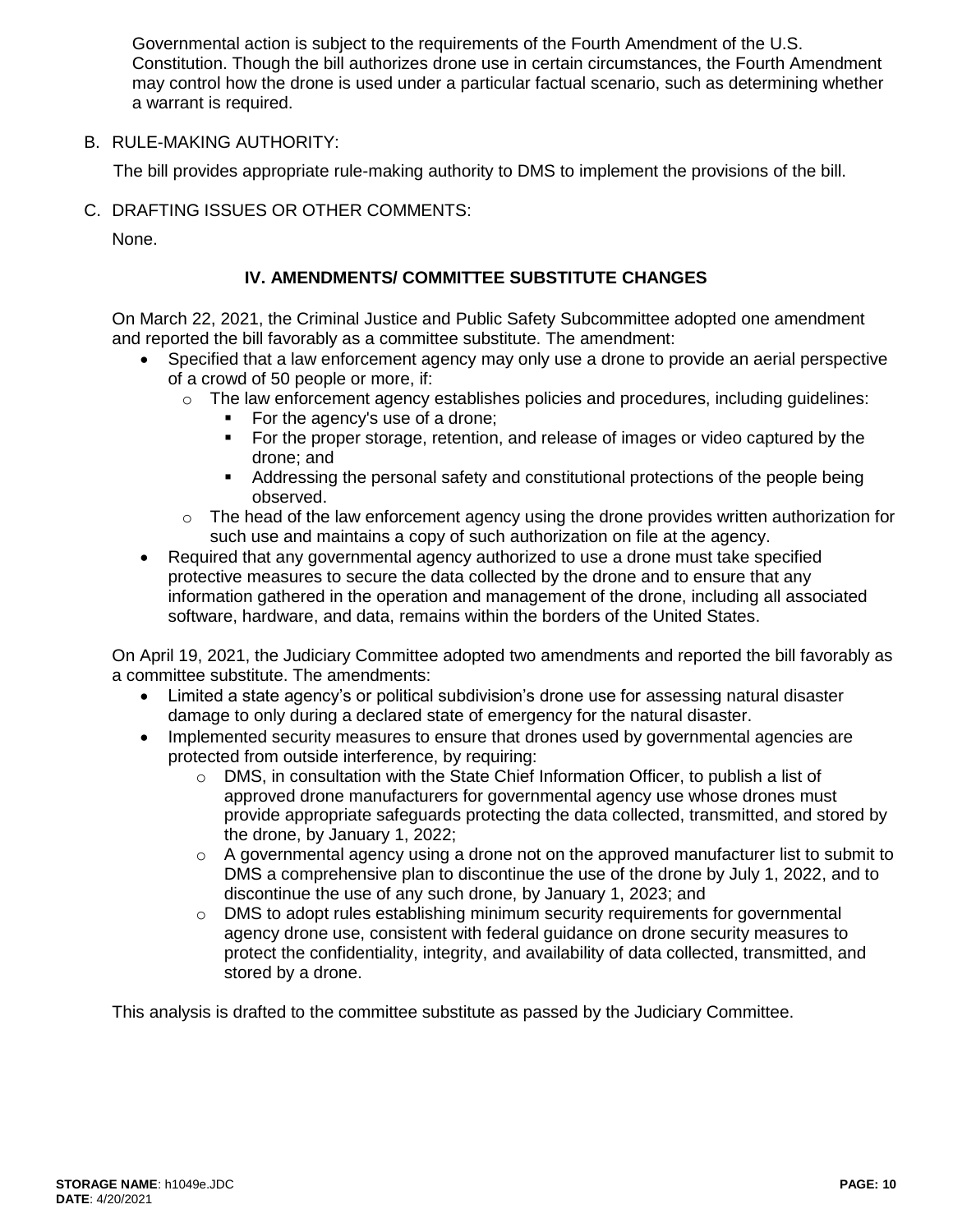Governmental action is subject to the requirements of the Fourth Amendment of the U.S. Constitution. Though the bill authorizes drone use in certain circumstances, the Fourth Amendment may control how the drone is used under a particular factual scenario, such as determining whether a warrant is required.

B. RULE-MAKING AUTHORITY:

The bill provides appropriate rule-making authority to DMS to implement the provisions of the bill.

C. DRAFTING ISSUES OR OTHER COMMENTS:

None.

## IV. AMENDMENTS/ COMMITTEE SUBSTITUTE CHANGES

On March 22, 2021, the Criminal Justice and Public Safety Subcommittee adopted one amendment and reported the bill favorably as a committee substitute. The amendment:

- Specified that a law enforcement agency may only use a drone to provide an aerial perspective of a crowd of 50 people or more, if:
  - The law enforcement agency establishes policies and procedures, including guidelines:
    - For the agency's use of a drone;
    - For the proper storage, retention, and release of images or video captured by the drone; and
    - Addressing the personal safety and constitutional protections of the people being observed.
  - The head of the law enforcement agency using the drone provides written authorization for such use and maintains a copy of such authorization on file at the agency.
- Required that any governmental agency authorized to use a drone must take specified protective measures to secure the data collected by the drone and to ensure that any information gathered in the operation and management of the drone, including all associated software, hardware, and data, remains within the borders of the United States.

On April 19, 2021, the Judiciary Committee adopted two amendments and reported the bill favorably as a committee substitute. The amendments:

- Limited a state agency's or political subdivision's drone use for assessing natural disaster damage to only during a declared state of emergency for the natural disaster.
- Implemented security measures to ensure that drones used by governmental agencies are protected from outside interference, by requiring:
  - DMS, in consultation with the State Chief Information Officer, to publish a list of approved drone manufacturers for governmental agency use whose drones must provide appropriate safeguards protecting the data collected, transmitted, and stored by the drone, by January 1, 2022;
  - A governmental agency using a drone not on the approved manufacturer list to submit to DMS a comprehensive plan to discontinue the use of the drone by July 1, 2022, and to discontinue the use of any such drone, by January 1, 2023; and
  - DMS to adopt rules establishing minimum security requirements for governmental agency drone use, consistent with federal guidance on drone security measures to protect the confidentiality, integrity, and availability of data collected, transmitted, and stored by a drone.

This analysis is drafted to the committee substitute as passed by the Judiciary Committee.